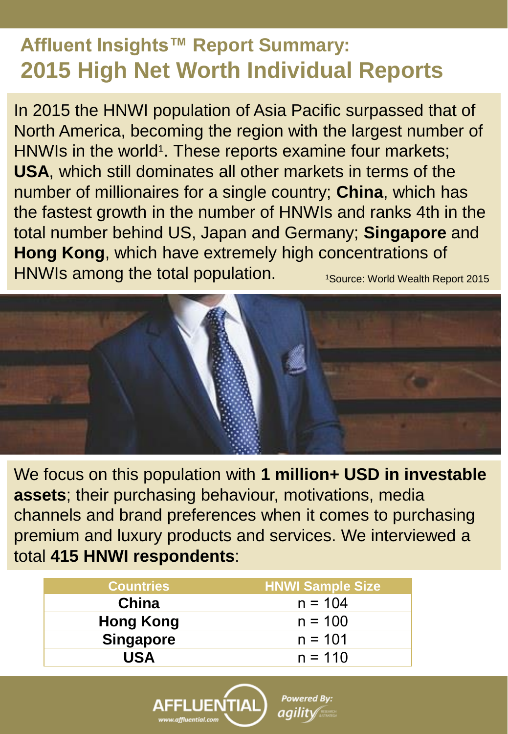# Affluent Insights™ Report Summary:
# 2015 High Net Worth Individual Reports

In 2015 the HNWI population of Asia Pacific surpassed that of North America, becoming the region with the largest number of HNWIs in the world[1]. These reports examine four markets; **USA**, which still dominates all other markets in terms of the number of millionaires for a single country; **China**, which has the fastest growth in the number of HNWIs and ranks 4th in the total number behind US, Japan and Germany; **Singapore** and **Hong Kong**, which have extremely high concentrations of HNWIs among the total population.

[1]Source: World Wealth Report 2015

We focus on this population with **1 million+ USD in investable assets**; their purchasing behaviour, motivations, media channels and brand preferences when it comes to purchasing premium and luxury products and services. We interviewed a total **415 HNWI respondents**:

| Countries | HNWI Sample Size |
| --- | --- |
| **China** | n = 104 |
| **Hong Kong** | n = 100 |
| **Singapore** | n = 101 |
| **USA** | n = 110 |

AFFLUENTIAL www.affluential.com

Powered By: agility RESEARCH & STRATEGY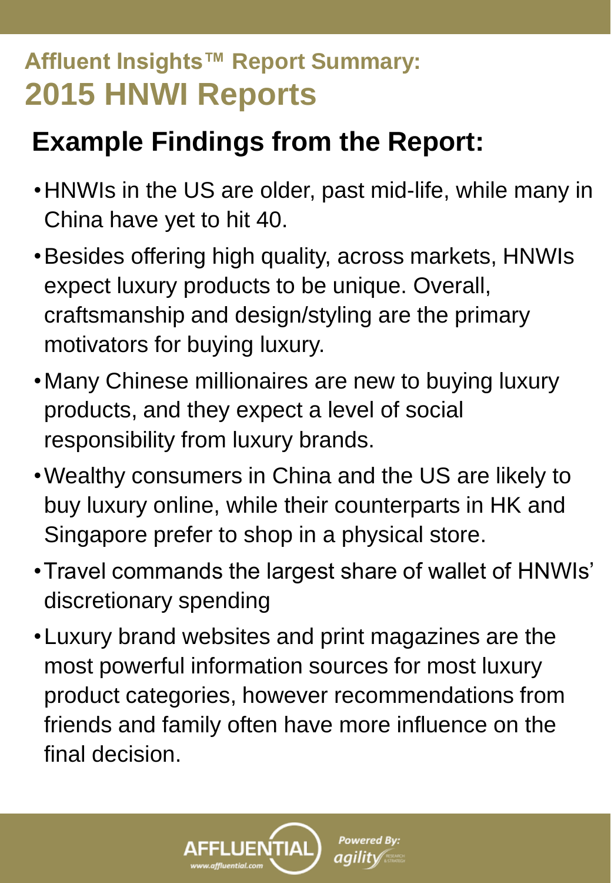# Affluent Insights™ Report Summary:
# 2015 HNWI Reports

## Example Findings from the Report:

- HNWIs in the US are older, past mid-life, while many in China have yet to hit 40.
- Besides offering high quality, across markets, HNWIs expect luxury products to be unique. Overall, craftsmanship and design/styling are the primary motivators for buying luxury.
- Many Chinese millionaires are new to buying luxury products, and they expect a level of social responsibility from luxury brands.
- Wealthy consumers in China and the US are likely to buy luxury online, while their counterparts in HK and Singapore prefer to shop in a physical store.
- Travel commands the largest share of wallet of HNWIs' discretionary spending
- Luxury brand websites and print magazines are the most powerful information sources for most luxury product categories, however recommendations from friends and family often have more influence on the final decision.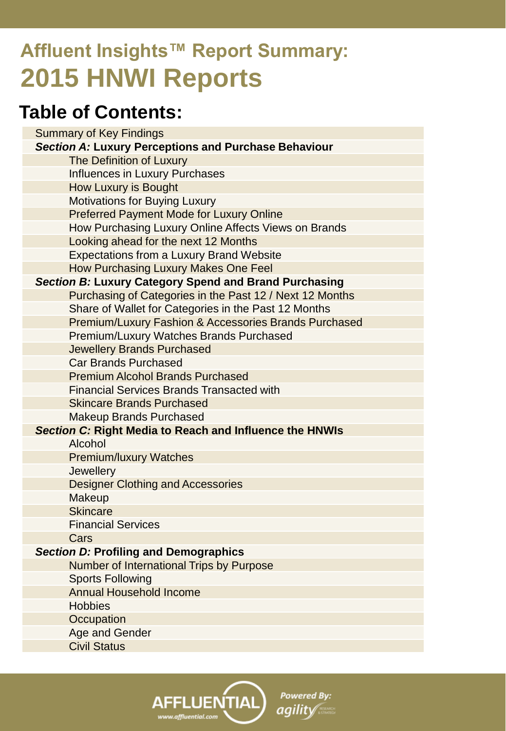# Affluent Insights™ Report Summary:
# 2015 HNWI Reports

## Table of Contents:

- Summary of Key Findings
- ***Section A:* Luxury Perceptions and Purchase Behaviour**
  - The Definition of Luxury
  - Influences in Luxury Purchases
  - How Luxury is Bought
  - Motivations for Buying Luxury
  - Preferred Payment Mode for Luxury Online
  - How Purchasing Luxury Online Affects Views on Brands
  - Looking ahead for the next 12 Months
  - Expectations from a Luxury Brand Website
  - How Purchasing Luxury Makes One Feel
- ***Section B:* Luxury Category Spend and Brand Purchasing**
  - Purchasing of Categories in the Past 12 / Next 12 Months
  - Share of Wallet for Categories in the Past 12 Months
  - Premium/Luxury Fashion & Accessories Brands Purchased
  - Premium/Luxury Watches Brands Purchased
  - Jewellery Brands Purchased
  - Car Brands Purchased
  - Premium Alcohol Brands Purchased
  - Financial Services Brands Transacted with
  - Skincare Brands Purchased
  - Makeup Brands Purchased
- ***Section C:* Right Media to Reach and Influence the HNWIs**
  - Alcohol
  - Premium/luxury Watches
  - Jewellery
  - Designer Clothing and Accessories
  - Makeup
  - Skincare
  - Financial Services
  - Cars
- ***Section D:* Profiling and Demographics**
  - Number of International Trips by Purpose
  - Sports Following
  - Annual Household Income
  - Hobbies
  - Occupation
  - Age and Gender
  - Civil Status

AFFLUENTIAL www.affluential.com

Powered By: agility RESEARCH & STRATEGY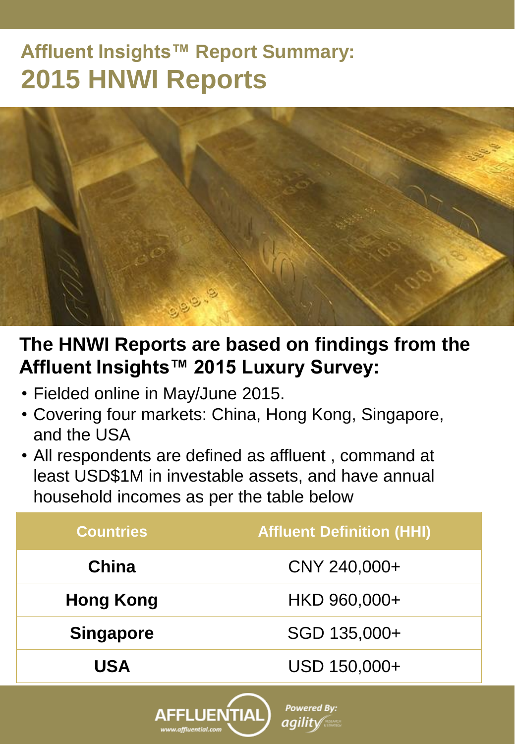## Affluent Insights™ Report Summary:

# 2015 HNWI Reports

**The HNWI Reports are based on findings from the Affluent Insights™ 2015 Luxury Survey:**

- Fielded online in May/June 2015.
- Covering four markets: China, Hong Kong, Singapore, and the USA
- All respondents are defined as affluent , command at least USD$1M in investable assets, and have annual household incomes as per the table below

| Countries | Affluent Definition (HHI) |
|---|---|
| **China** | CNY 240,000+ |
| **Hong Kong** | HKD 960,000+ |
| **Singapore** | SGD 135,000+ |
| **USA** | USD 150,000+ |

AFFLUENTIAL
www.affluential.com

Powered By: agility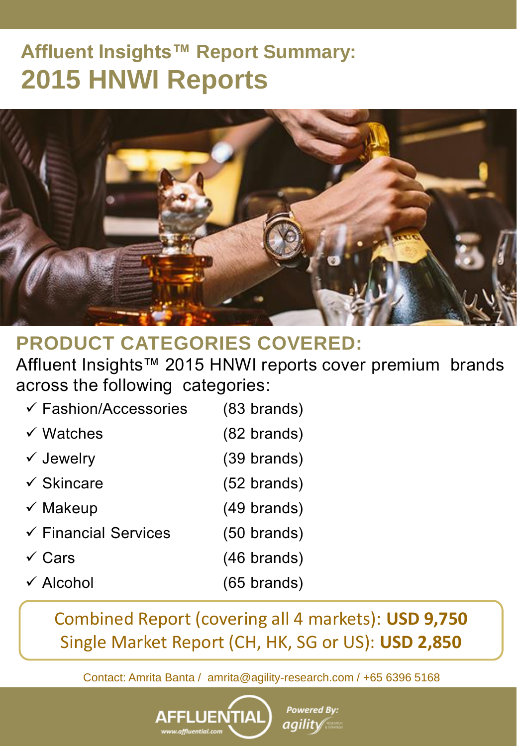# Affluent Insights™ Report Summary:
# 2015 HNWI Reports

## PRODUCT CATEGORIES COVERED:

Affluent Insights™ 2015 HNWI reports cover premium brands across the following categories:

| | |
|---|---|
| ✓ Fashion/Accessories | (83 brands) |
| ✓ Watches | (82 brands) |
| ✓ Jewelry | (39 brands) |
| ✓ Skincare | (52 brands) |
| ✓ Makeup | (49 brands) |
| ✓ Financial Services | (50 brands) |
| ✓ Cars | (46 brands) |
| ✓ Alcohol | (65 brands) |

Combined Report (covering all 4 markets): **USD 9,750**
Single Market Report (CH, HK, SG or US): **USD 2,850**

Contact: Amrita Banta / amrita@agility-research.com / +65 6396 5168

AFFLUENTIAL www.affluential.com

Powered By: agility